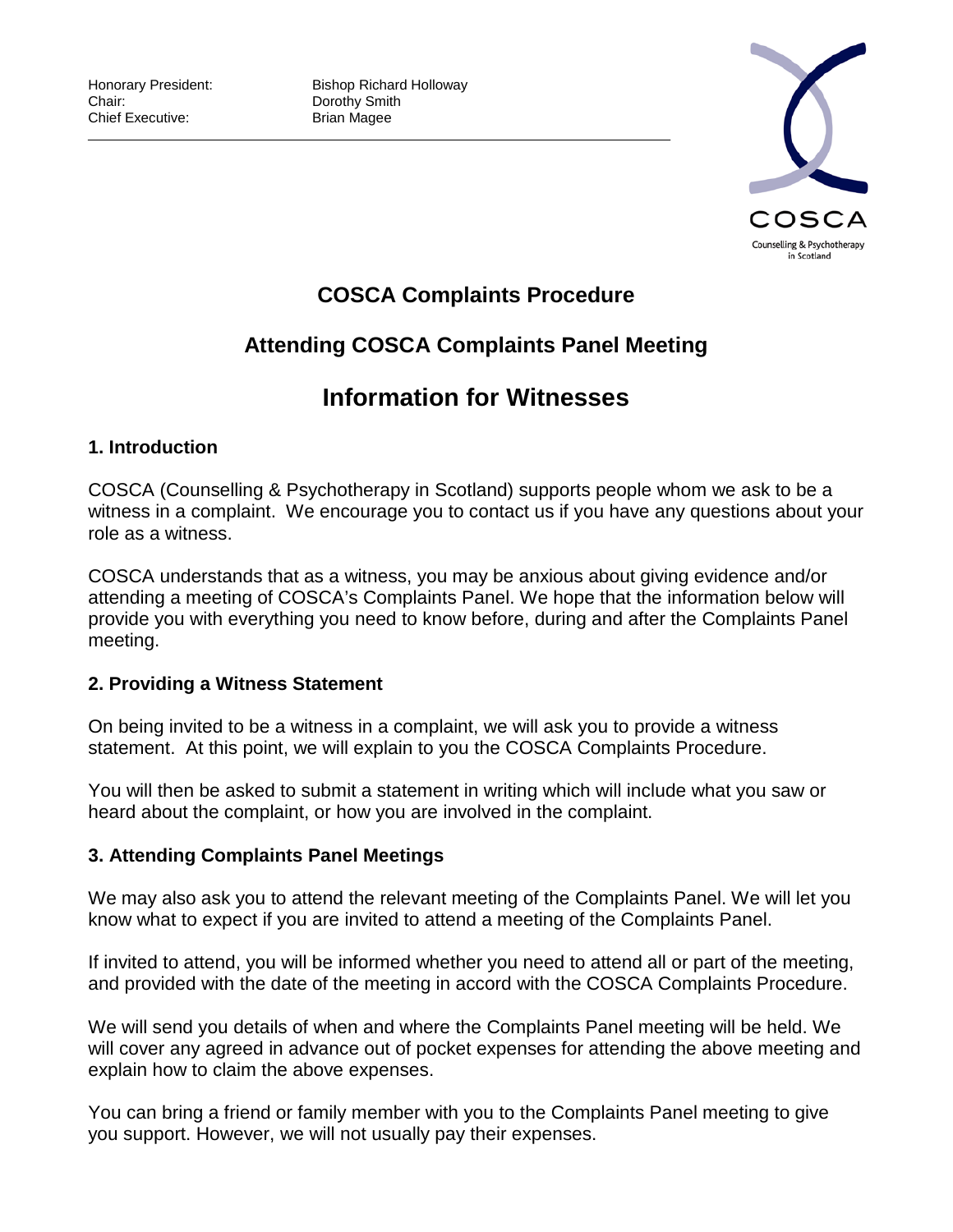Honorary President: Bishop Richard Holloway
Chair: Dorothy Smith
Chief Executive: Brian Magee

COSCA
Counselling & Psychotherapy in Scotland

# COSCA Complaints Procedure

## Attending COSCA Complaints Panel Meeting

# Information for Witnesses

### 1. Introduction

COSCA (Counselling & Psychotherapy in Scotland) supports people whom we ask to be a witness in a complaint. We encourage you to contact us if you have any questions about your role as a witness.

COSCA understands that as a witness, you may be anxious about giving evidence and/or attending a meeting of COSCA's Complaints Panel. We hope that the information below will provide you with everything you need to know before, during and after the Complaints Panel meeting.

### 2. Providing a Witness Statement

On being invited to be a witness in a complaint, we will ask you to provide a witness statement. At this point, we will explain to you the COSCA Complaints Procedure.

You will then be asked to submit a statement in writing which will include what you saw or heard about the complaint, or how you are involved in the complaint.

### 3. Attending Complaints Panel Meetings

We may also ask you to attend the relevant meeting of the Complaints Panel. We will let you know what to expect if you are invited to attend a meeting of the Complaints Panel.

If invited to attend, you will be informed whether you need to attend all or part of the meeting, and provided with the date of the meeting in accord with the COSCA Complaints Procedure.

We will send you details of when and where the Complaints Panel meeting will be held. We will cover any agreed in advance out of pocket expenses for attending the above meeting and explain how to claim the above expenses.

You can bring a friend or family member with you to the Complaints Panel meeting to give you support. However, we will not usually pay their expenses.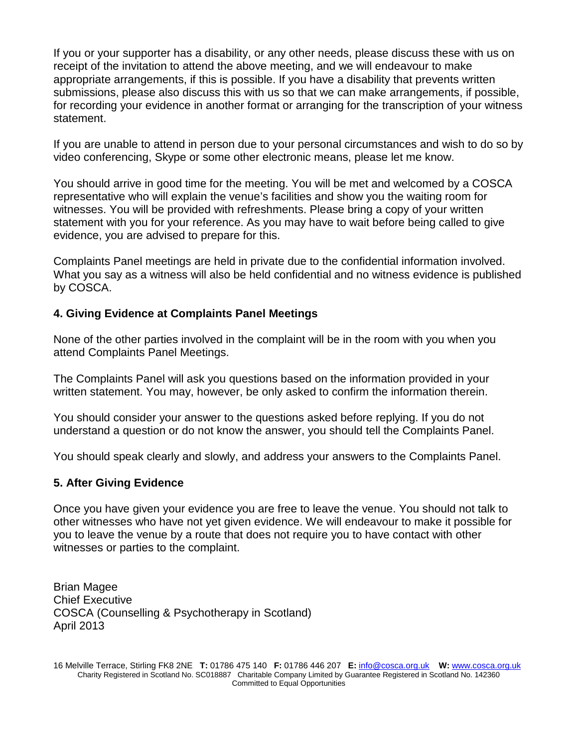If you or your supporter has a disability, or any other needs, please discuss these with us on receipt of the invitation to attend the above meeting, and we will endeavour to make appropriate arrangements, if this is possible. If you have a disability that prevents written submissions, please also discuss this with us so that we can make arrangements, if possible, for recording your evidence in another format or arranging for the transcription of your witness statement.

If you are unable to attend in person due to your personal circumstances and wish to do so by video conferencing, Skype or some other electronic means, please let me know.

You should arrive in good time for the meeting. You will be met and welcomed by a COSCA representative who will explain the venue's facilities and show you the waiting room for witnesses. You will be provided with refreshments. Please bring a copy of your written statement with you for your reference. As you may have to wait before being called to give evidence, you are advised to prepare for this.

Complaints Panel meetings are held in private due to the confidential information involved. What you say as a witness will also be held confidential and no witness evidence is published by COSCA.

## 4. Giving Evidence at Complaints Panel Meetings

None of the other parties involved in the complaint will be in the room with you when you attend Complaints Panel Meetings.

The Complaints Panel will ask you questions based on the information provided in your written statement. You may, however, be only asked to confirm the information therein.

You should consider your answer to the questions asked before replying. If you do not understand a question or do not know the answer, you should tell the Complaints Panel.

You should speak clearly and slowly, and address your answers to the Complaints Panel.

## 5. After Giving Evidence

Once you have given your evidence you are free to leave the venue. You should not talk to other witnesses who have not yet given evidence. We will endeavour to make it possible for you to leave the venue by a route that does not require you to have contact with other witnesses or parties to the complaint.

Brian Magee
Chief Executive
COSCA (Counselling & Psychotherapy in Scotland)
April 2013

16 Melville Terrace, Stirling FK8 2NE **T:** 01786 475 140 **F:** 01786 446 207 **E:** info@cosca.org.uk **W:** www.cosca.org.uk
Charity Registered in Scotland No. SC018887 Charitable Company Limited by Guarantee Registered in Scotland No. 142360
Committed to Equal Opportunities